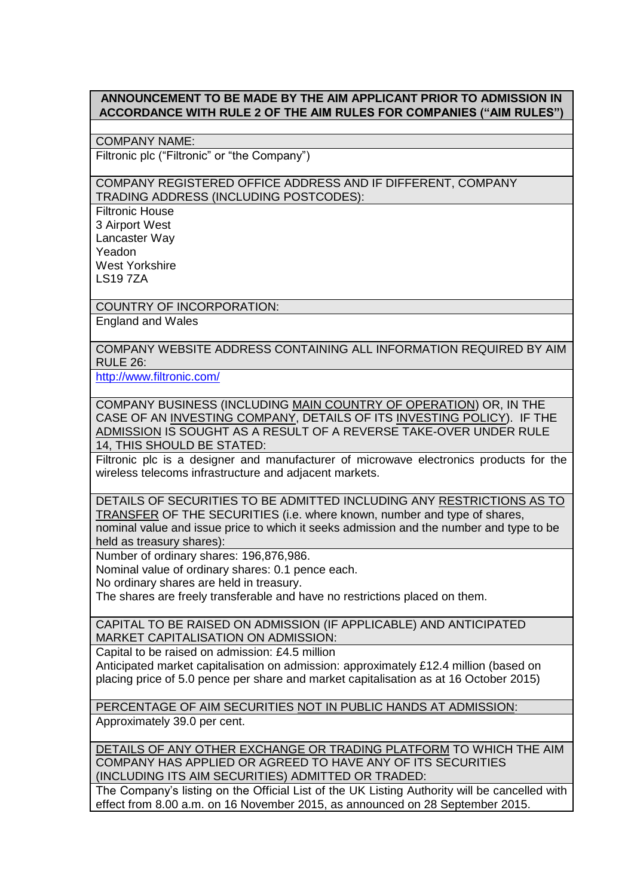**ANNOUNCEMENT TO BE MADE BY THE AIM APPLICANT PRIOR TO ADMISSION IN ACCORDANCE WITH RULE 2 OF THE AIM RULES FOR COMPANIES ("AIM RULES")**

COMPANY NAME:

Filtronic plc ("Filtronic" or "the Company")

COMPANY REGISTERED OFFICE ADDRESS AND IF DIFFERENT, COMPANY TRADING ADDRESS (INCLUDING POSTCODES):

Filtronic House
3 Airport West
Lancaster Way
Yeadon
West Yorkshire
LS19 7ZA

COUNTRY OF INCORPORATION:

England and Wales

COMPANY WEBSITE ADDRESS CONTAINING ALL INFORMATION REQUIRED BY AIM RULE 26:

http://www.filtronic.com/

COMPANY BUSINESS (INCLUDING MAIN COUNTRY OF OPERATION) OR, IN THE CASE OF AN INVESTING COMPANY, DETAILS OF ITS INVESTING POLICY). IF THE ADMISSION IS SOUGHT AS A RESULT OF A REVERSE TAKE-OVER UNDER RULE 14, THIS SHOULD BE STATED:

Filtronic plc is a designer and manufacturer of microwave electronics products for the wireless telecoms infrastructure and adjacent markets.

DETAILS OF SECURITIES TO BE ADMITTED INCLUDING ANY RESTRICTIONS AS TO TRANSFER OF THE SECURITIES (i.e. where known, number and type of shares, nominal value and issue price to which it seeks admission and the number and type to be held as treasury shares):

Number of ordinary shares: 196,876,986.
Nominal value of ordinary shares: 0.1 pence each.
No ordinary shares are held in treasury.
The shares are freely transferable and have no restrictions placed on them.

CAPITAL TO BE RAISED ON ADMISSION (IF APPLICABLE) AND ANTICIPATED MARKET CAPITALISATION ON ADMISSION:

Capital to be raised on admission: £4.5 million
Anticipated market capitalisation on admission: approximately £12.4 million (based on placing price of 5.0 pence per share and market capitalisation as at 16 October 2015)

PERCENTAGE OF AIM SECURITIES NOT IN PUBLIC HANDS AT ADMISSION:

Approximately 39.0 per cent.

DETAILS OF ANY OTHER EXCHANGE OR TRADING PLATFORM TO WHICH THE AIM COMPANY HAS APPLIED OR AGREED TO HAVE ANY OF ITS SECURITIES (INCLUDING ITS AIM SECURITIES) ADMITTED OR TRADED:

The Company's listing on the Official List of the UK Listing Authority will be cancelled with effect from 8.00 a.m. on 16 November 2015, as announced on 28 September 2015.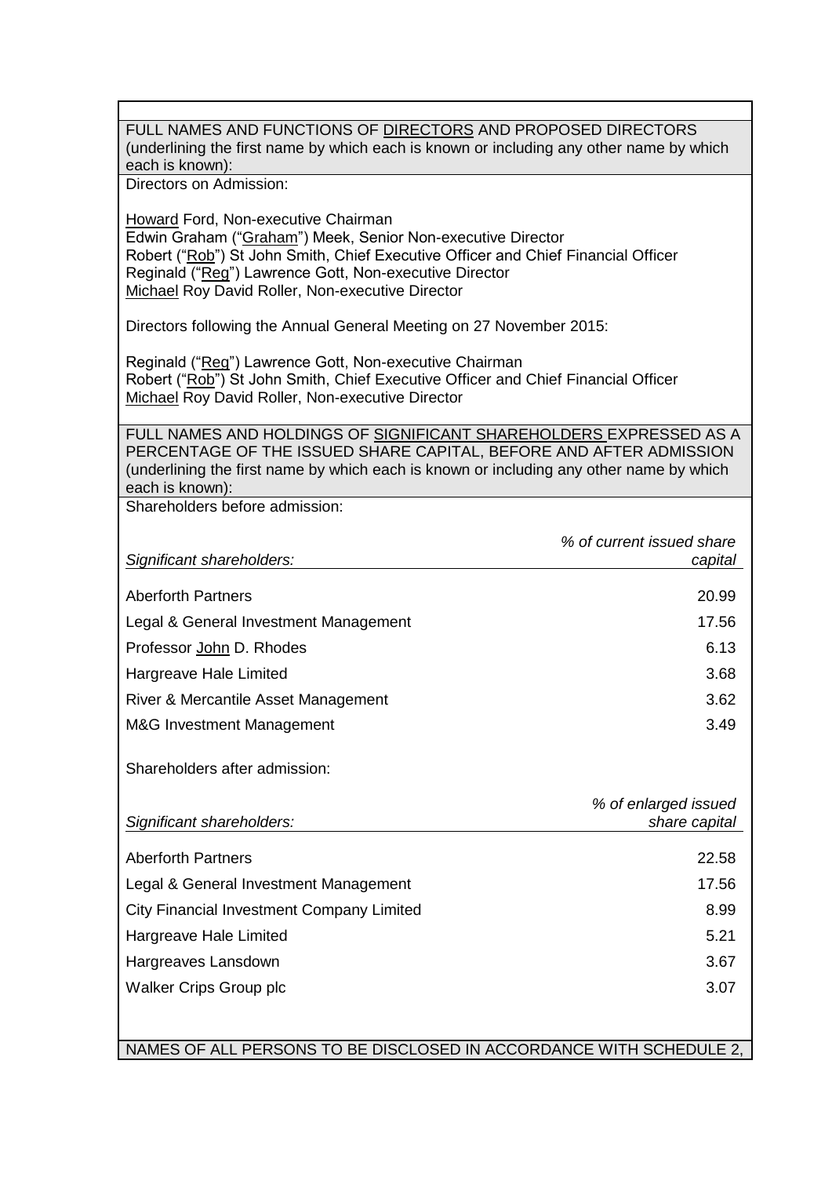FULL NAMES AND FUNCTIONS OF DIRECTORS AND PROPOSED DIRECTORS (underlining the first name by which each is known or including any other name by which each is known):

Directors on Admission:

Howard Ford, Non-executive Chairman
Edwin Graham ("Graham") Meek, Senior Non-executive Director
Robert ("Rob") St John Smith, Chief Executive Officer and Chief Financial Officer
Reginald ("Reg") Lawrence Gott, Non-executive Director
Michael Roy David Roller, Non-executive Director

Directors following the Annual General Meeting on 27 November 2015:

Reginald ("Reg") Lawrence Gott, Non-executive Chairman
Robert ("Rob") St John Smith, Chief Executive Officer and Chief Financial Officer
Michael Roy David Roller, Non-executive Director

FULL NAMES AND HOLDINGS OF SIGNIFICANT SHAREHOLDERS EXPRESSED AS A PERCENTAGE OF THE ISSUED SHARE CAPITAL, BEFORE AND AFTER ADMISSION (underlining the first name by which each is known or including any other name by which each is known):

Shareholders before admission:

| *Significant shareholders:* | *% of current issued share capital* |
|---|---|
| Aberforth Partners | 20.99 |
| Legal & General Investment Management | 17.56 |
| Professor John D. Rhodes | 6.13 |
| Hargreave Hale Limited | 3.68 |
| River & Mercantile Asset Management | 3.62 |
| M&G Investment Management | 3.49 |

Shareholders after admission:

| *Significant shareholders:* | *% of enlarged issued share capital* |
|---|---|
| Aberforth Partners | 22.58 |
| Legal & General Investment Management | 17.56 |
| City Financial Investment Company Limited | 8.99 |
| Hargreave Hale Limited | 5.21 |
| Hargreaves Lansdown | 3.67 |
| Walker Crips Group plc | 3.07 |

NAMES OF ALL PERSONS TO BE DISCLOSED IN ACCORDANCE WITH SCHEDULE 2,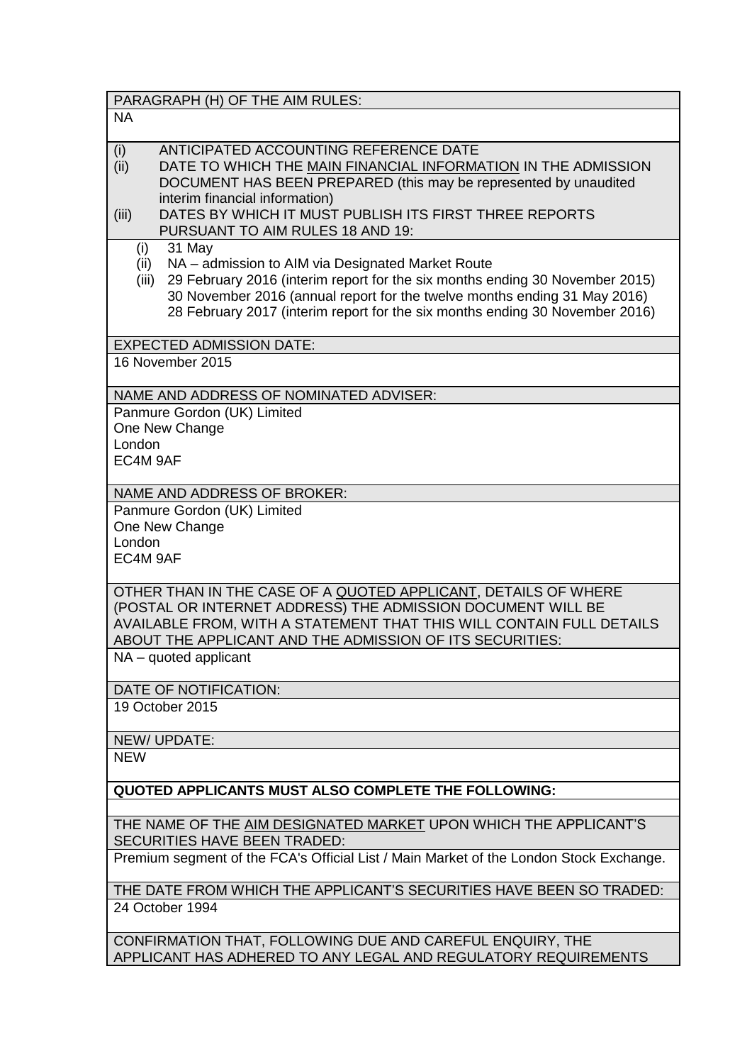| PARAGRAPH (H) OF THE AIM RULES: |
|---|
| NA |
| (i) ANTICIPATED ACCOUNTING REFERENCE DATE<br>(ii) DATE TO WHICH THE MAIN FINANCIAL INFORMATION IN THE ADMISSION DOCUMENT HAS BEEN PREPARED (this may be represented by unaudited interim financial information)<br>(iii) DATES BY WHICH IT MUST PUBLISH ITS FIRST THREE REPORTS PURSUANT TO AIM RULES 18 AND 19: |
| (i) 31 May<br>(ii) NA – admission to AIM via Designated Market Route<br>(iii) 29 February 2016 (interim report for the six months ending 30 November 2015)<br>30 November 2016 (annual report for the twelve months ending 31 May 2016)<br>28 February 2017 (interim report for the six months ending 30 November 2016) |
| EXPECTED ADMISSION DATE: |
| 16 November 2015 |
| NAME AND ADDRESS OF NOMINATED ADVISER: |
| Panmure Gordon (UK) Limited<br>One New Change<br>London<br>EC4M 9AF |
| NAME AND ADDRESS OF BROKER: |
| Panmure Gordon (UK) Limited<br>One New Change<br>London<br>EC4M 9AF |
| OTHER THAN IN THE CASE OF A QUOTED APPLICANT, DETAILS OF WHERE (POSTAL OR INTERNET ADDRESS) THE ADMISSION DOCUMENT WILL BE AVAILABLE FROM, WITH A STATEMENT THAT THIS WILL CONTAIN FULL DETAILS ABOUT THE APPLICANT AND THE ADMISSION OF ITS SECURITIES: |
| NA – quoted applicant |
| DATE OF NOTIFICATION: |
| 19 October 2015 |
| NEW/ UPDATE: |
| NEW |
| **QUOTED APPLICANTS MUST ALSO COMPLETE THE FOLLOWING:** |
| |
| THE NAME OF THE AIM DESIGNATED MARKET UPON WHICH THE APPLICANT'S SECURITIES HAVE BEEN TRADED: |
| Premium segment of the FCA's Official List / Main Market of the London Stock Exchange. |
| THE DATE FROM WHICH THE APPLICANT'S SECURITIES HAVE BEEN SO TRADED: |
| 24 October 1994 |
| CONFIRMATION THAT, FOLLOWING DUE AND CAREFUL ENQUIRY, THE APPLICANT HAS ADHERED TO ANY LEGAL AND REGULATORY REQUIREMENTS |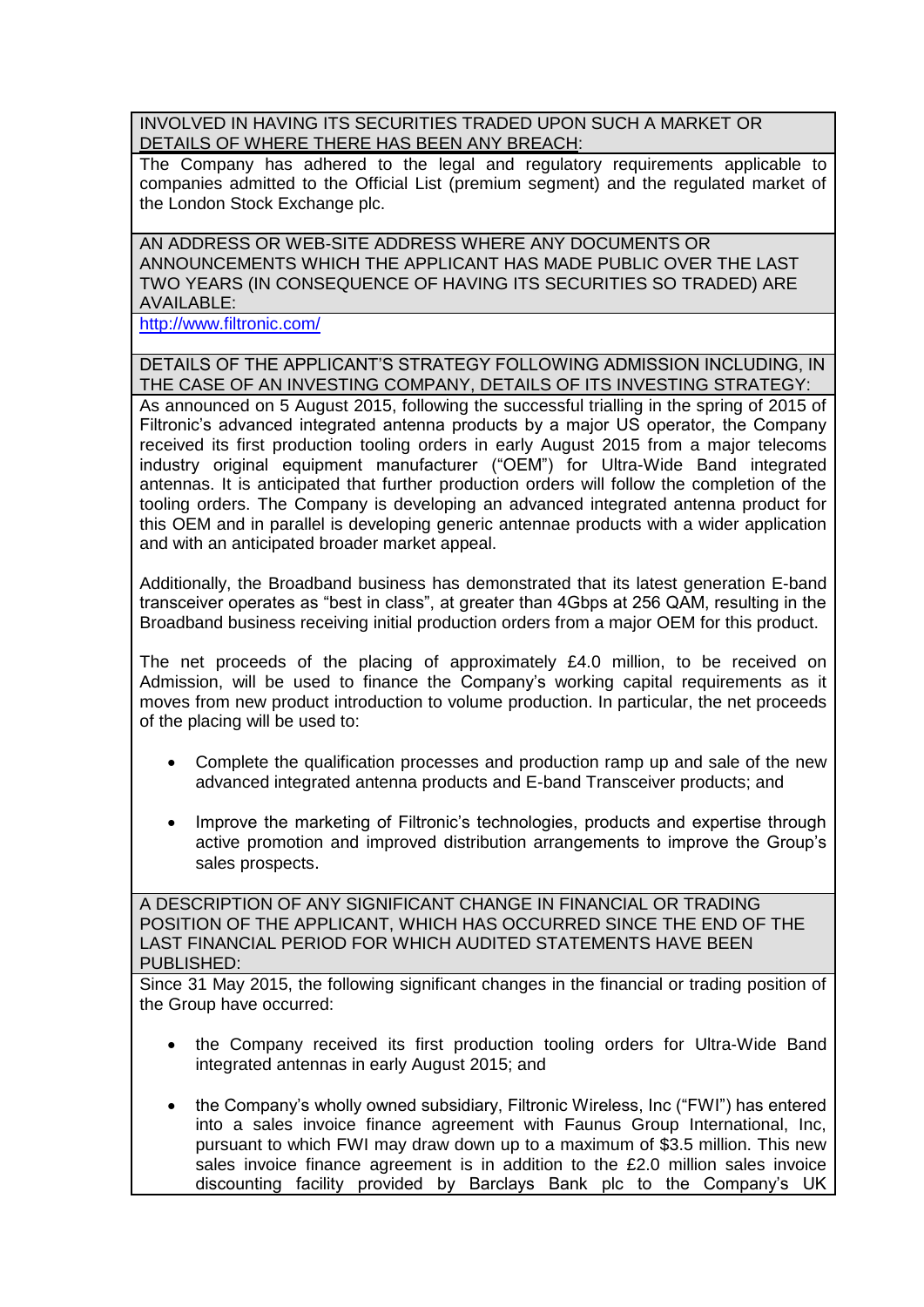INVOLVED IN HAVING ITS SECURITIES TRADED UPON SUCH A MARKET OR DETAILS OF WHERE THERE HAS BEEN ANY BREACH:

The Company has adhered to the legal and regulatory requirements applicable to companies admitted to the Official List (premium segment) and the regulated market of the London Stock Exchange plc.

AN ADDRESS OR WEB-SITE ADDRESS WHERE ANY DOCUMENTS OR ANNOUNCEMENTS WHICH THE APPLICANT HAS MADE PUBLIC OVER THE LAST TWO YEARS (IN CONSEQUENCE OF HAVING ITS SECURITIES SO TRADED) ARE AVAILABLE:

http://www.filtronic.com/

DETAILS OF THE APPLICANT'S STRATEGY FOLLOWING ADMISSION INCLUDING, IN THE CASE OF AN INVESTING COMPANY, DETAILS OF ITS INVESTING STRATEGY:

As announced on 5 August 2015, following the successful trialling in the spring of 2015 of Filtronic's advanced integrated antenna products by a major US operator, the Company received its first production tooling orders in early August 2015 from a major telecoms industry original equipment manufacturer ("OEM") for Ultra-Wide Band integrated antennas. It is anticipated that further production orders will follow the completion of the tooling orders. The Company is developing an advanced integrated antenna product for this OEM and in parallel is developing generic antennae products with a wider application and with an anticipated broader market appeal.

Additionally, the Broadband business has demonstrated that its latest generation E-band transceiver operates as "best in class", at greater than 4Gbps at 256 QAM, resulting in the Broadband business receiving initial production orders from a major OEM for this product.

The net proceeds of the placing of approximately £4.0 million, to be received on Admission, will be used to finance the Company's working capital requirements as it moves from new product introduction to volume production. In particular, the net proceeds of the placing will be used to:

- Complete the qualification processes and production ramp up and sale of the new advanced integrated antenna products and E-band Transceiver products; and
- Improve the marketing of Filtronic's technologies, products and expertise through active promotion and improved distribution arrangements to improve the Group's sales prospects.

A DESCRIPTION OF ANY SIGNIFICANT CHANGE IN FINANCIAL OR TRADING POSITION OF THE APPLICANT, WHICH HAS OCCURRED SINCE THE END OF THE LAST FINANCIAL PERIOD FOR WHICH AUDITED STATEMENTS HAVE BEEN PUBLISHED:

Since 31 May 2015, the following significant changes in the financial or trading position of the Group have occurred:

- the Company received its first production tooling orders for Ultra-Wide Band integrated antennas in early August 2015; and
- the Company's wholly owned subsidiary, Filtronic Wireless, Inc ("FWI") has entered into a sales invoice finance agreement with Faunus Group International, Inc, pursuant to which FWI may draw down up to a maximum of $3.5 million. This new sales invoice finance agreement is in addition to the £2.0 million sales invoice discounting facility provided by Barclays Bank plc to the Company's UK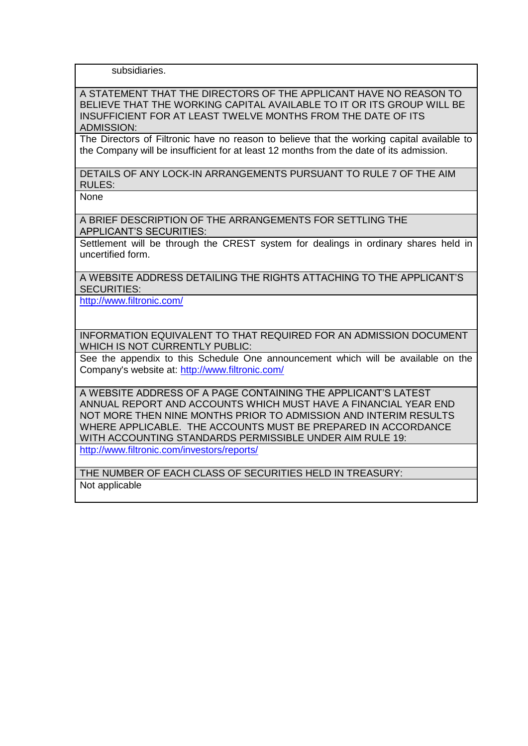subsidiaries.

| |
|---|
| A STATEMENT THAT THE DIRECTORS OF THE APPLICANT HAVE NO REASON TO BELIEVE THAT THE WORKING CAPITAL AVAILABLE TO IT OR ITS GROUP WILL BE INSUFFICIENT FOR AT LEAST TWELVE MONTHS FROM THE DATE OF ITS ADMISSION: |
| The Directors of Filtronic have no reason to believe that the working capital available to the Company will be insufficient for at least 12 months from the date of its admission. |
| DETAILS OF ANY LOCK-IN ARRANGEMENTS PURSUANT TO RULE 7 OF THE AIM RULES: |
| None |
| A BRIEF DESCRIPTION OF THE ARRANGEMENTS FOR SETTLING THE APPLICANT'S SECURITIES: |
| Settlement will be through the CREST system for dealings in ordinary shares held in uncertified form. |
| A WEBSITE ADDRESS DETAILING THE RIGHTS ATTACHING TO THE APPLICANT'S SECURITIES: |
| http://www.filtronic.com/ |
| INFORMATION EQUIVALENT TO THAT REQUIRED FOR AN ADMISSION DOCUMENT WHICH IS NOT CURRENTLY PUBLIC: |
| See the appendix to this Schedule One announcement which will be available on the Company's website at: http://www.filtronic.com/ |
| A WEBSITE ADDRESS OF A PAGE CONTAINING THE APPLICANT'S LATEST ANNUAL REPORT AND ACCOUNTS WHICH MUST HAVE A FINANCIAL YEAR END NOT MORE THEN NINE MONTHS PRIOR TO ADMISSION AND INTERIM RESULTS WHERE APPLICABLE. THE ACCOUNTS MUST BE PREPARED IN ACCORDANCE WITH ACCOUNTING STANDARDS PERMISSIBLE UNDER AIM RULE 19: |
| http://www.filtronic.com/investors/reports/ |
| THE NUMBER OF EACH CLASS OF SECURITIES HELD IN TREASURY: |
| Not applicable |